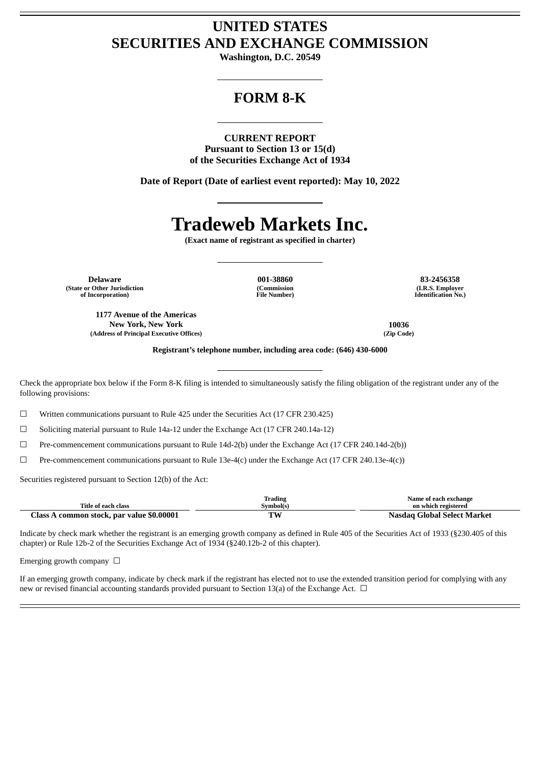# UNITED STATES
# SECURITIES AND EXCHANGE COMMISSION

**Washington, D.C. 20549**

## FORM 8-K

**CURRENT REPORT**
**Pursuant to Section 13 or 15(d)**
**of the Securities Exchange Act of 1934**

**Date of Report (Date of earliest event reported): May 10, 2022**

# Tradeweb Markets Inc.

**(Exact name of registrant as specified in charter)**

| Delaware | 001-38860 | 83-2456358 |
|---|---|---|
| (State or Other Jurisdiction of Incorporation) | (Commission File Number) | (I.R.S. Employer Identification No.) |

| 1177 Avenue of the Americas New York, New York | 10036 |
|---|---|
| (Address of Principal Executive Offices) | (Zip Code) |

**Registrant's telephone number, including area code: (646) 430-6000**

Check the appropriate box below if the Form 8-K filing is intended to simultaneously satisfy the filing obligation of the registrant under any of the following provisions:

☐ Written communications pursuant to Rule 425 under the Securities Act (17 CFR 230.425)

☐ Soliciting material pursuant to Rule 14a-12 under the Exchange Act (17 CFR 240.14a-12)

☐ Pre-commencement communications pursuant to Rule 14d-2(b) under the Exchange Act (17 CFR 240.14d-2(b))

☐ Pre-commencement communications pursuant to Rule 13e-4(c) under the Exchange Act (17 CFR 240.13e-4(c))

Securities registered pursuant to Section 12(b) of the Act:

| Title of each class | Trading Symbol(s) | Name of each exchange on which registered |
|---|---|---|
| **Class A common stock, par value $0.00001** | **TW** | **Nasdaq Global Select Market** |

Indicate by check mark whether the registrant is an emerging growth company as defined in Rule 405 of the Securities Act of 1933 (§230.405 of this chapter) or Rule 12b-2 of the Securities Exchange Act of 1934 (§240.12b-2 of this chapter).

Emerging growth company ☐

If an emerging growth company, indicate by check mark if the registrant has elected not to use the extended transition period for complying with any new or revised financial accounting standards provided pursuant to Section 13(a) of the Exchange Act. ☐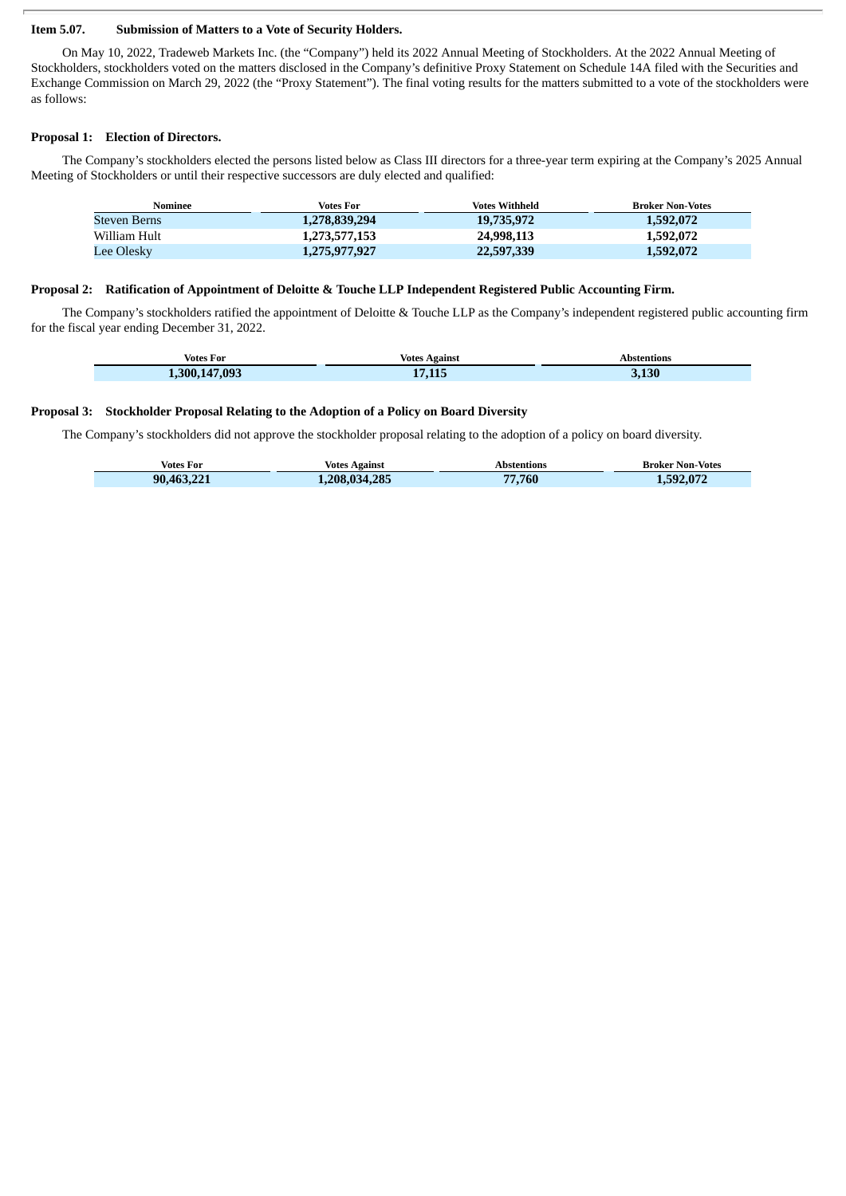**Item 5.07. Submission of Matters to a Vote of Security Holders.**

On May 10, 2022, Tradeweb Markets Inc. (the "Company") held its 2022 Annual Meeting of Stockholders. At the 2022 Annual Meeting of Stockholders, stockholders voted on the matters disclosed in the Company's definitive Proxy Statement on Schedule 14A filed with the Securities and Exchange Commission on March 29, 2022 (the "Proxy Statement"). The final voting results for the matters submitted to a vote of the stockholders were as follows:

**Proposal 1: Election of Directors.**

The Company's stockholders elected the persons listed below as Class III directors for a three-year term expiring at the Company's 2025 Annual Meeting of Stockholders or until their respective successors are duly elected and qualified:

| Nominee | Votes For | Votes Withheld | Broker Non-Votes |
|---|---|---|---|
| Steven Berns | 1,278,839,294 | 19,735,972 | 1,592,072 |
| William Hult | 1,273,577,153 | 24,998,113 | 1,592,072 |
| Lee Olesky | 1,275,977,927 | 22,597,339 | 1,592,072 |

**Proposal 2: Ratification of Appointment of Deloitte & Touche LLP Independent Registered Public Accounting Firm.**

The Company's stockholders ratified the appointment of Deloitte & Touche LLP as the Company's independent registered public accounting firm for the fiscal year ending December 31, 2022.

| Votes For | Votes Against | Abstentions |
|---|---|---|
| 1,300,147,093 | 17,115 | 3,130 |

**Proposal 3: Stockholder Proposal Relating to the Adoption of a Policy on Board Diversity**

The Company's stockholders did not approve the stockholder proposal relating to the adoption of a policy on board diversity.

| Votes For | Votes Against | Abstentions | Broker Non-Votes |
|---|---|---|---|
| 90,463,221 | 1,208,034,285 | 77,760 | 1,592,072 |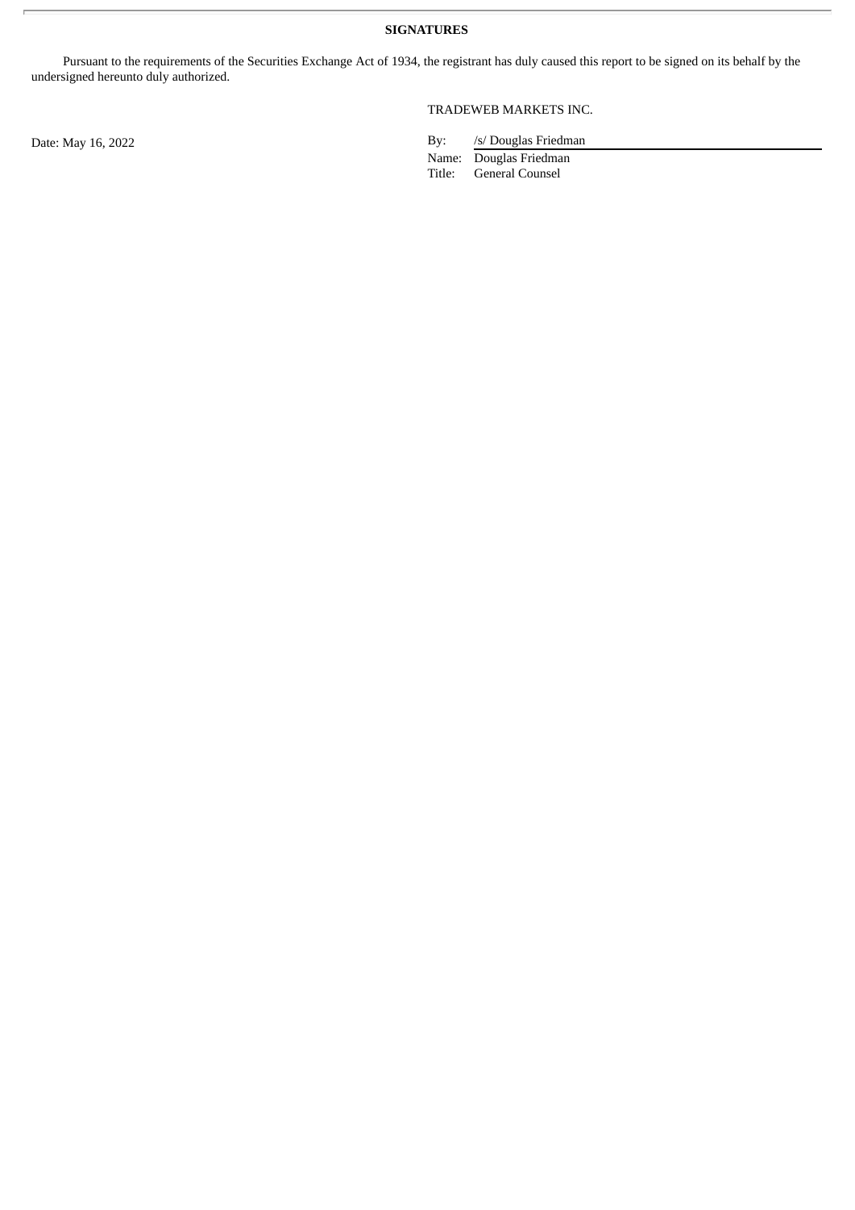**SIGNATURES**

Pursuant to the requirements of the Securities Exchange Act of 1934, the registrant has duly caused this report to be signed on its behalf by the undersigned hereunto duly authorized.

TRADEWEB MARKETS INC.

Date: May 16, 2022

By: /s/ Douglas Friedman
Name: Douglas Friedman
Title: General Counsel